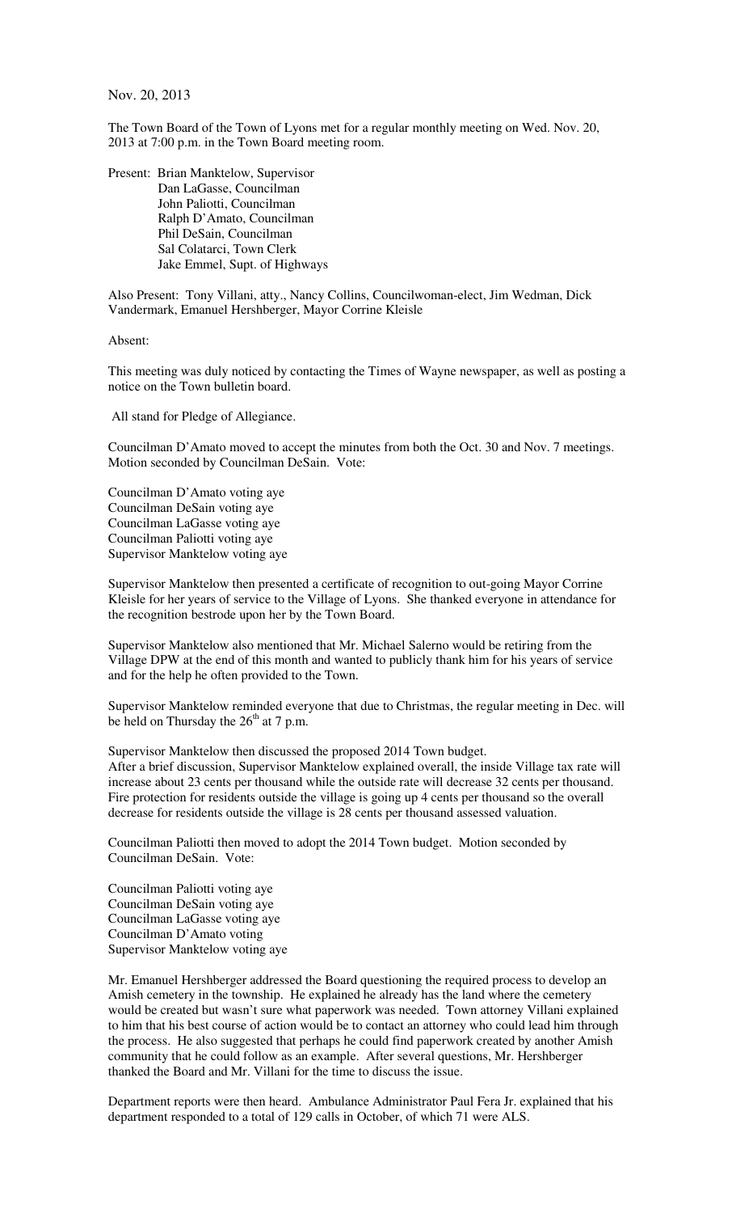Nov. 20, 2013

The Town Board of the Town of Lyons met for a regular monthly meeting on Wed. Nov. 20, 2013 at 7:00 p.m. in the Town Board meeting room.

Present: Brian Manktelow, Supervisor
Dan LaGasse, Councilman
John Paliotti, Councilman
Ralph D'Amato, Councilman
Phil DeSain, Councilman
Sal Colatarci, Town Clerk
Jake Emmel, Supt. of Highways

Also Present: Tony Villani, atty., Nancy Collins, Councilwoman-elect, Jim Wedman, Dick Vandermark, Emanuel Hershberger, Mayor Corrine Kleisle

Absent:

This meeting was duly noticed by contacting the Times of Wayne newspaper, as well as posting a notice on the Town bulletin board.

All stand for Pledge of Allegiance.

Councilman D'Amato moved to accept the minutes from both the Oct. 30 and Nov. 7 meetings. Motion seconded by Councilman DeSain. Vote:

Councilman D'Amato voting aye
Councilman DeSain voting aye
Councilman LaGasse voting aye
Councilman Paliotti voting aye
Supervisor Manktelow voting aye

Supervisor Manktelow then presented a certificate of recognition to out-going Mayor Corrine Kleisle for her years of service to the Village of Lyons. She thanked everyone in attendance for the recognition bestrode upon her by the Town Board.

Supervisor Manktelow also mentioned that Mr. Michael Salerno would be retiring from the Village DPW at the end of this month and wanted to publicly thank him for his years of service and for the help he often provided to the Town.

Supervisor Manktelow reminded everyone that due to Christmas, the regular meeting in Dec. will be held on Thursday the 26th at 7 p.m.

Supervisor Manktelow then discussed the proposed 2014 Town budget.
After a brief discussion, Supervisor Manktelow explained overall, the inside Village tax rate will increase about 23 cents per thousand while the outside rate will decrease 32 cents per thousand. Fire protection for residents outside the village is going up 4 cents per thousand so the overall decrease for residents outside the village is 28 cents per thousand assessed valuation.

Councilman Paliotti then moved to adopt the 2014 Town budget. Motion seconded by Councilman DeSain. Vote:

Councilman Paliotti voting aye
Councilman DeSain voting aye
Councilman LaGasse voting aye
Councilman D'Amato voting
Supervisor Manktelow voting aye

Mr. Emanuel Hershberger addressed the Board questioning the required process to develop an Amish cemetery in the township. He explained he already has the land where the cemetery would be created but wasn't sure what paperwork was needed. Town attorney Villani explained to him that his best course of action would be to contact an attorney who could lead him through the process. He also suggested that perhaps he could find paperwork created by another Amish community that he could follow as an example. After several questions, Mr. Hershberger thanked the Board and Mr. Villani for the time to discuss the issue.

Department reports were then heard. Ambulance Administrator Paul Fera Jr. explained that his department responded to a total of 129 calls in October, of which 71 were ALS.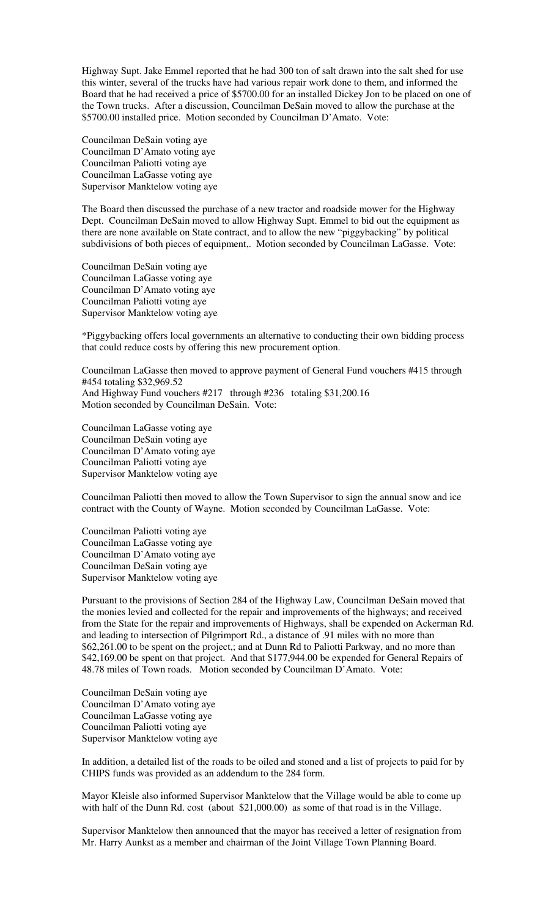Highway Supt. Jake Emmel reported that he had 300 ton of salt drawn into the salt shed for use this winter, several of the trucks have had various repair work done to them, and informed the Board that he had received a price of $5700.00 for an installed Dickey Jon to be placed on one of the Town trucks. After a discussion, Councilman DeSain moved to allow the purchase at the $5700.00 installed price. Motion seconded by Councilman D'Amato. Vote:

Councilman DeSain voting aye
Councilman D'Amato voting aye
Councilman Paliotti voting aye
Councilman LaGasse voting aye
Supervisor Manktelow voting aye

The Board then discussed the purchase of a new tractor and roadside mower for the Highway Dept. Councilman DeSain moved to allow Highway Supt. Emmel to bid out the equipment as there are none available on State contract, and to allow the new "piggybacking" by political subdivisions of both pieces of equipment,. Motion seconded by Councilman LaGasse. Vote:

Councilman DeSain voting aye
Councilman LaGasse voting aye
Councilman D'Amato voting aye
Councilman Paliotti voting aye
Supervisor Manktelow voting aye

*Piggybacking offers local governments an alternative to conducting their own bidding process that could reduce costs by offering this new procurement option.

Councilman LaGasse then moved to approve payment of General Fund vouchers #415 through #454 totaling $32,969.52
And Highway Fund vouchers #217 through #236 totaling $31,200.16
Motion seconded by Councilman DeSain. Vote:

Councilman LaGasse voting aye
Councilman DeSain voting aye
Councilman D'Amato voting aye
Councilman Paliotti voting aye
Supervisor Manktelow voting aye

Councilman Paliotti then moved to allow the Town Supervisor to sign the annual snow and ice contract with the County of Wayne. Motion seconded by Councilman LaGasse. Vote:

Councilman Paliotti voting aye
Councilman LaGasse voting aye
Councilman D'Amato voting aye
Councilman DeSain voting aye
Supervisor Manktelow voting aye

Pursuant to the provisions of Section 284 of the Highway Law, Councilman DeSain moved that the monies levied and collected for the repair and improvements of the highways; and received from the State for the repair and improvements of Highways, shall be expended on Ackerman Rd. and leading to intersection of Pilgrimport Rd., a distance of .91 miles with no more than $62,261.00 to be spent on the project,; and at Dunn Rd to Paliotti Parkway, and no more than $42,169.00 be spent on that project. And that $177,944.00 be expended for General Repairs of 48.78 miles of Town roads. Motion seconded by Councilman D'Amato. Vote:

Councilman DeSain voting aye
Councilman D'Amato voting aye
Councilman LaGasse voting aye
Councilman Paliotti voting aye
Supervisor Manktelow voting aye

In addition, a detailed list of the roads to be oiled and stoned and a list of projects to paid for by CHIPS funds was provided as an addendum to the 284 form.

Mayor Kleisle also informed Supervisor Manktelow that the Village would be able to come up with half of the Dunn Rd. cost (about $21,000.00) as some of that road is in the Village.

Supervisor Manktelow then announced that the mayor has received a letter of resignation from Mr. Harry Aunkst as a member and chairman of the Joint Village Town Planning Board.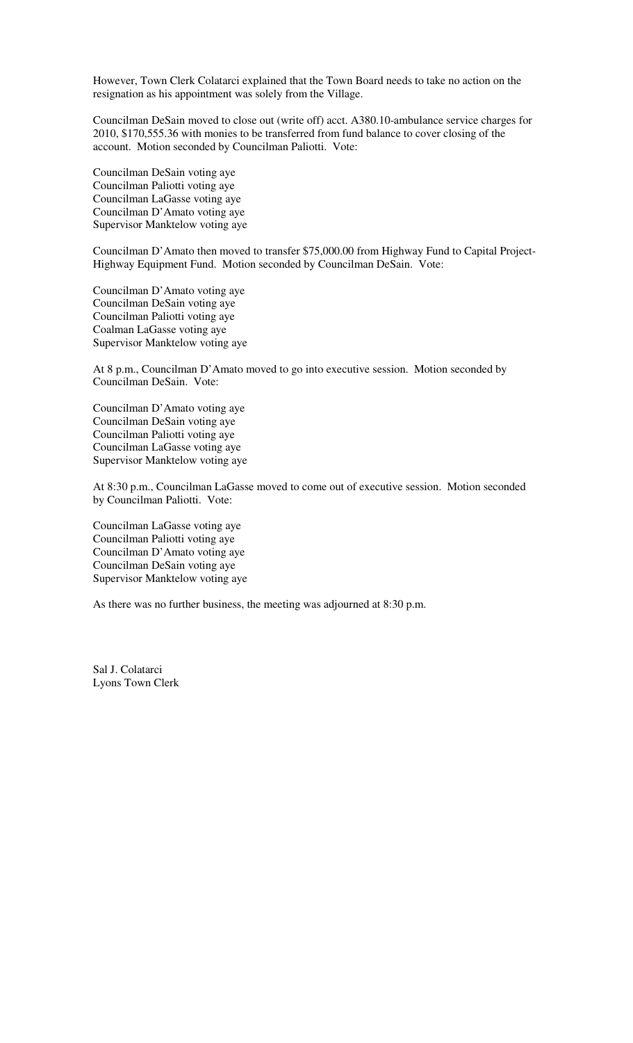However, Town Clerk Colatarci explained that the Town Board needs to take no action on the resignation as his appointment was solely from the Village.

Councilman DeSain moved to close out (write off) acct. A380.10-ambulance service charges for 2010, $170,555.36 with monies to be transferred from fund balance to cover closing of the account. Motion seconded by Councilman Paliotti. Vote:

Councilman DeSain voting aye
Councilman Paliotti voting aye
Councilman LaGasse voting aye
Councilman D'Amato voting aye
Supervisor Manktelow voting aye

Councilman D'Amato then moved to transfer $75,000.00 from Highway Fund to Capital Project-Highway Equipment Fund. Motion seconded by Councilman DeSain. Vote:

Councilman D'Amato voting aye
Councilman DeSain voting aye
Councilman Paliotti voting aye
Coalman LaGasse voting aye
Supervisor Manktelow voting aye

At 8 p.m., Councilman D'Amato moved to go into executive session. Motion seconded by Councilman DeSain. Vote:

Councilman D'Amato voting aye
Councilman DeSain voting aye
Councilman Paliotti voting aye
Councilman LaGasse voting aye
Supervisor Manktelow voting aye

At 8:30 p.m., Councilman LaGasse moved to come out of executive session. Motion seconded by Councilman Paliotti. Vote:

Councilman LaGasse voting aye
Councilman Paliotti voting aye
Councilman D'Amato voting aye
Councilman DeSain voting aye
Supervisor Manktelow voting aye

As there was no further business, the meeting was adjourned at 8:30 p.m.

Sal J. Colatarci
Lyons Town Clerk